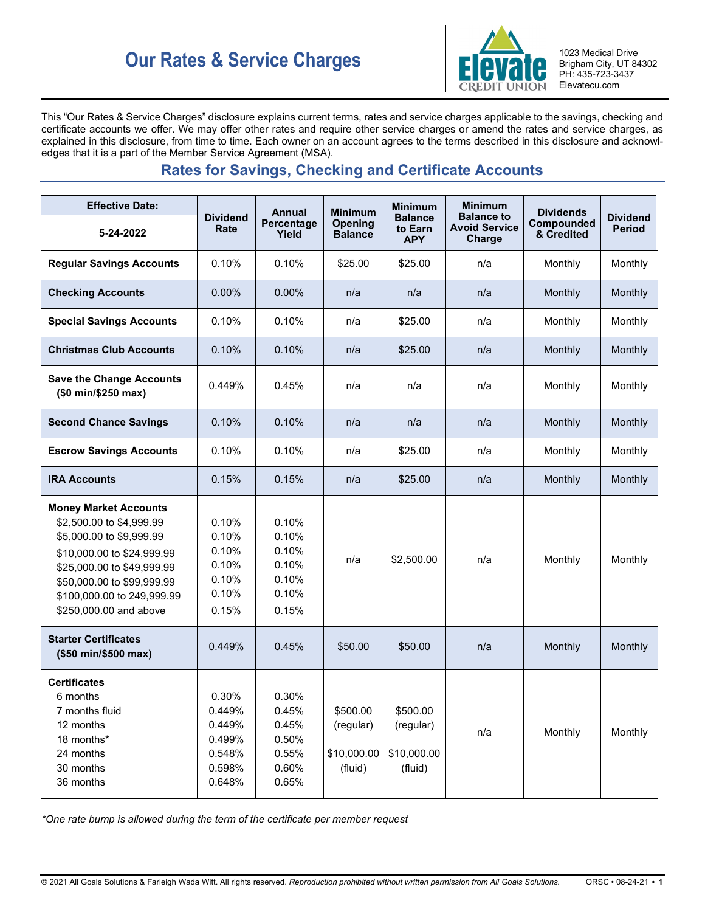# Our Rates & Service Charges

Elevate Credit Union
1023 Medical Drive
Brigham City, UT 84302
PH: 435-723-3437
Elevatecu.com

This "Our Rates & Service Charges" disclosure explains current terms, rates and service charges applicable to the savings, checking and certificate accounts we offer. We may offer other rates and require other service charges or amend the rates and service charges, as explained in this disclosure, from time to time. Each owner on an account agrees to the terms described in this disclosure and acknowledges that it is a part of the Member Service Agreement (MSA).

## Rates for Savings, Checking and Certificate Accounts

| Effective Date: 5-24-2022 | Dividend Rate | Annual Percentage Yield | Minimum Opening Balance | Minimum Balance to Earn APY | Minimum Balance to Avoid Service Charge | Dividends Compounded & Credited | Dividend Period |
|---|---|---|---|---|---|---|---|
| **Regular Savings Accounts** | 0.10% | 0.10% | $25.00 | $25.00 | n/a | Monthly | Monthly |
| **Checking Accounts** | 0.00% | 0.00% | n/a | n/a | n/a | Monthly | Monthly |
| **Special Savings Accounts** | 0.10% | 0.10% | n/a | $25.00 | n/a | Monthly | Monthly |
| **Christmas Club Accounts** | 0.10% | 0.10% | n/a | $25.00 | n/a | Monthly | Monthly |
| **Save the Change Accounts ($0 min/$250 max)** | 0.449% | 0.45% | n/a | n/a | n/a | Monthly | Monthly |
| **Second Chance Savings** | 0.10% | 0.10% | n/a | n/a | n/a | Monthly | Monthly |
| **Escrow Savings Accounts** | 0.10% | 0.10% | n/a | $25.00 | n/a | Monthly | Monthly |
| **IRA Accounts** | 0.15% | 0.15% | n/a | $25.00 | n/a | Monthly | Monthly |
| **Money Market Accounts** | | | n/a | $2,500.00 | n/a | Monthly | Monthly |
| $2,500.00 to $4,999.99 | 0.10% | 0.10% | | | | | |
| $5,000.00 to $9,999.99 | 0.10% | 0.10% | | | | | |
| $10,000.00 to $24,999.99 | 0.10% | 0.10% | | | | | |
| $25,000.00 to $49,999.99 | 0.10% | 0.10% | | | | | |
| $50,000.00 to $99,999.99 | 0.10% | 0.10% | | | | | |
| $100,000.00 to 249,999.99 | 0.10% | 0.10% | | | | | |
| $250,000.00 and above | 0.15% | 0.15% | | | | | |
| **Starter Certificates ($50 min/$500 max)** | 0.449% | 0.45% | $50.00 | $50.00 | n/a | Monthly | Monthly |
| **Certificates** | | | $500.00 (regular) $10,000.00 (fluid) | $500.00 (regular) $10,000.00 (fluid) | n/a | Monthly | Monthly |
| 6 months | 0.30% | 0.30% | | | | | |
| 7 months fluid | 0.449% | 0.45% | | | | | |
| 12 months | 0.449% | 0.45% | | | | | |
| 18 months* | 0.499% | 0.50% | | | | | |
| 24 months | 0.548% | 0.55% | | | | | |
| 30 months | 0.598% | 0.60% | | | | | |
| 36 months | 0.648% | 0.65% | | | | | |

*\*One rate bump is allowed during the term of the certificate per member request*

© 2021 All Goals Solutions & Farleigh Wada Witt. All rights reserved. *Reproduction prohibited without written permission from All Goals Solutions.* ORSC • 08-24-21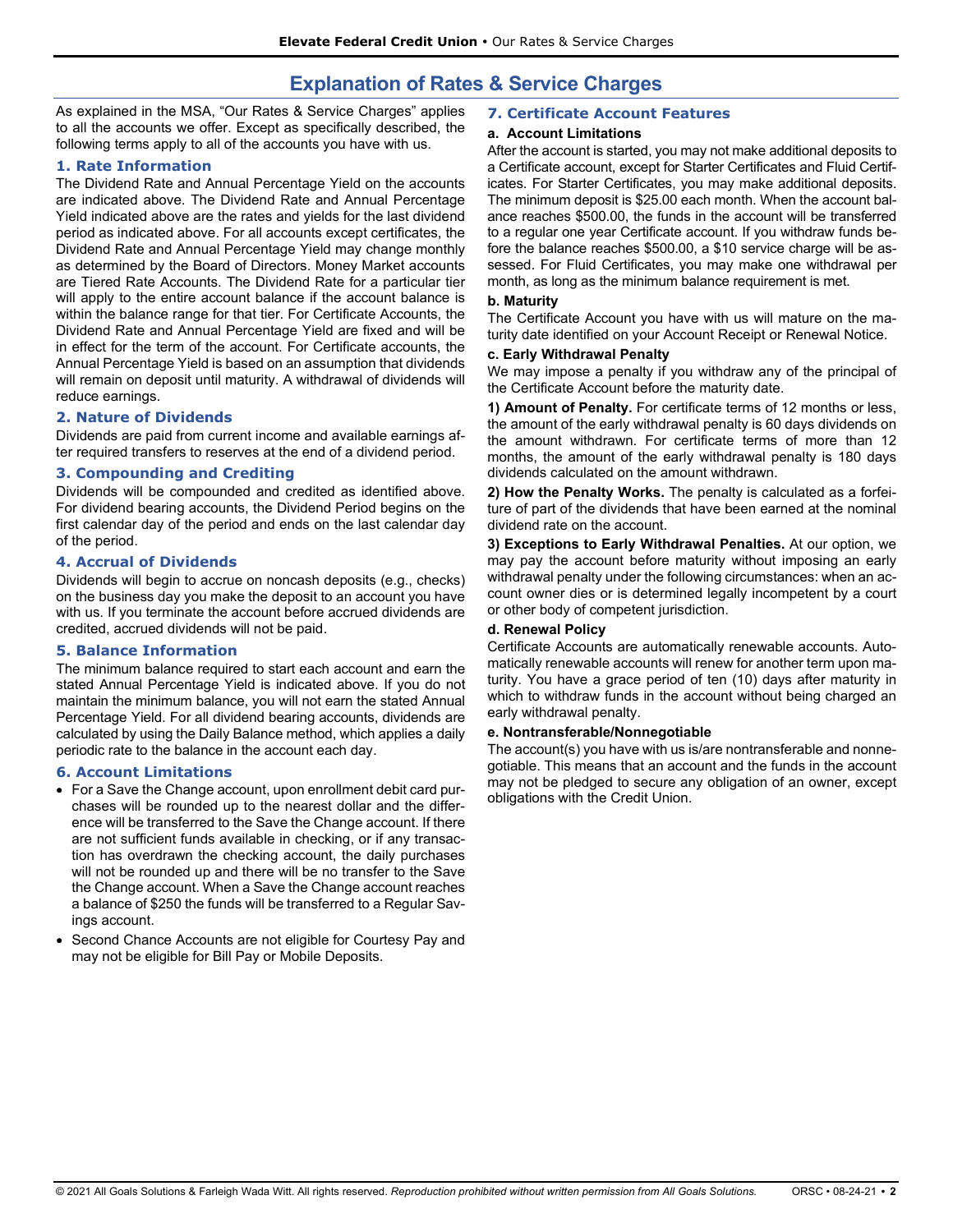# Explanation of Rates & Service Charges

As explained in the MSA, "Our Rates & Service Charges" applies to all the accounts we offer. Except as specifically described, the following terms apply to all of the accounts you have with us.

## 1. Rate Information

The Dividend Rate and Annual Percentage Yield on the accounts are indicated above. The Dividend Rate and Annual Percentage Yield indicated above are the rates and yields for the last dividend period as indicated above. For all accounts except certificates, the Dividend Rate and Annual Percentage Yield may change monthly as determined by the Board of Directors. Money Market accounts are Tiered Rate Accounts. The Dividend Rate for a particular tier will apply to the entire account balance if the account balance is within the balance range for that tier. For Certificate Accounts, the Dividend Rate and Annual Percentage Yield are fixed and will be in effect for the term of the account. For Certificate accounts, the Annual Percentage Yield is based on an assumption that dividends will remain on deposit until maturity. A withdrawal of dividends will reduce earnings.

## 2. Nature of Dividends

Dividends are paid from current income and available earnings after required transfers to reserves at the end of a dividend period.

## 3. Compounding and Crediting

Dividends will be compounded and credited as identified above. For dividend bearing accounts, the Dividend Period begins on the first calendar day of the period and ends on the last calendar day of the period.

## 4. Accrual of Dividends

Dividends will begin to accrue on noncash deposits (e.g., checks) on the business day you make the deposit to an account you have with us. If you terminate the account before accrued dividends are credited, accrued dividends will not be paid.

## 5. Balance Information

The minimum balance required to start each account and earn the stated Annual Percentage Yield is indicated above. If you do not maintain the minimum balance, you will not earn the stated Annual Percentage Yield. For all dividend bearing accounts, dividends are calculated by using the Daily Balance method, which applies a daily periodic rate to the balance in the account each day.

## 6. Account Limitations

- For a Save the Change account, upon enrollment debit card purchases will be rounded up to the nearest dollar and the difference will be transferred to the Save the Change account. If there are not sufficient funds available in checking, or if any transaction has overdrawn the checking account, the daily purchases will not be rounded up and there will be no transfer to the Save the Change account. When a Save the Change account reaches a balance of $250 the funds will be transferred to a Regular Savings account.
- Second Chance Accounts are not eligible for Courtesy Pay and may not be eligible for Bill Pay or Mobile Deposits.

## 7. Certificate Account Features

### a. Account Limitations

After the account is started, you may not make additional deposits to a Certificate account, except for Starter Certificates and Fluid Certificates. For Starter Certificates, you may make additional deposits. The minimum deposit is $25.00 each month. When the account balance reaches $500.00, the funds in the account will be transferred to a regular one year Certificate account. If you withdraw funds before the balance reaches $500.00, a $10 service charge will be assessed. For Fluid Certificates, you may make one withdrawal per month, as long as the minimum balance requirement is met.

### b. Maturity

The Certificate Account you have with us will mature on the maturity date identified on your Account Receipt or Renewal Notice.

### c. Early Withdrawal Penalty

We may impose a penalty if you withdraw any of the principal of the Certificate Account before the maturity date.

**1) Amount of Penalty.** For certificate terms of 12 months or less, the amount of the early withdrawal penalty is 60 days dividends on the amount withdrawn. For certificate terms of more than 12 months, the amount of the early withdrawal penalty is 180 days dividends calculated on the amount withdrawn.

**2) How the Penalty Works.** The penalty is calculated as a forfeiture of part of the dividends that have been earned at the nominal dividend rate on the account.

**3) Exceptions to Early Withdrawal Penalties.** At our option, we may pay the account before maturity without imposing an early withdrawal penalty under the following circumstances: when an account owner dies or is determined legally incompetent by a court or other body of competent jurisdiction.

### d. Renewal Policy

Certificate Accounts are automatically renewable accounts. Automatically renewable accounts will renew for another term upon maturity. You have a grace period of ten (10) days after maturity in which to withdraw funds in the account without being charged an early withdrawal penalty.

### e. Nontransferable/Nonnegotiable

The account(s) you have with us is/are nontransferable and nonnegotiable. This means that an account and the funds in the account may not be pledged to secure any obligation of an owner, except obligations with the Credit Union.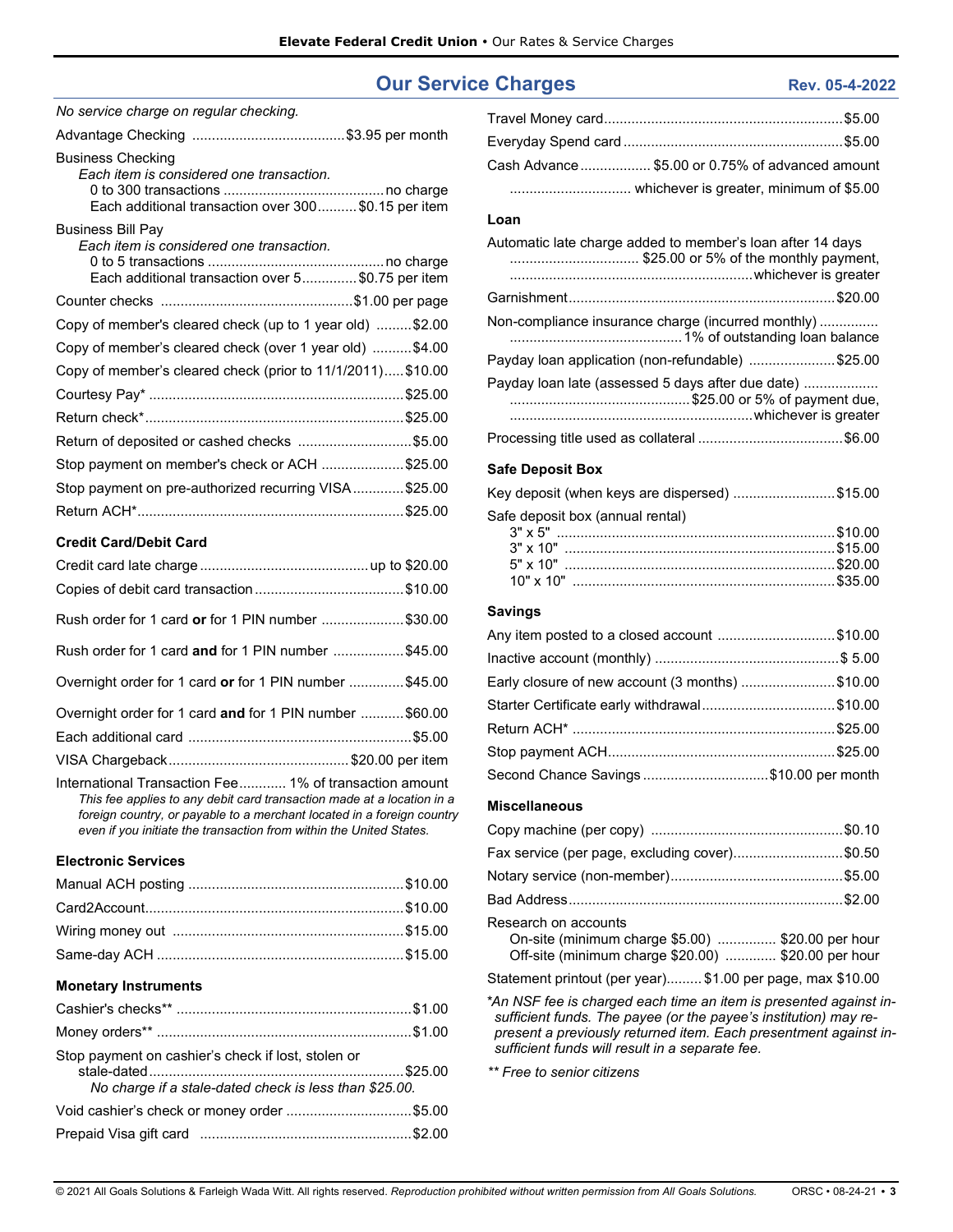## Our Service Charges

**Rev. 05-4-2022**

*No service charge on regular checking.*

| | |
|---|---|
| Advantage Checking | $3.95 per month |

Business Checking
*Each item is considered one transaction.*

| | |
|---|---|
| 0 to 300 transactions | no charge |
| Each additional transaction over 300 | $0.15 per item |

Business Bill Pay
*Each item is considered one transaction.*

| | |
|---|---|
| 0 to 5 transactions | no charge |
| Each additional transaction over 5 | $0.75 per item |

| | |
|---|---|
| Counter checks | $1.00 per page |
| Copy of member's cleared check (up to 1 year old) | $2.00 |
| Copy of member's cleared check (over 1 year old) | $4.00 |
| Copy of member's cleared check (prior to 11/1/2011) | $10.00 |
| Courtesy Pay* | $25.00 |
| Return check* | $25.00 |
| Return of deposited or cashed checks | $5.00 |
| Stop payment on member's check or ACH | $25.00 |
| Stop payment on pre-authorized recurring VISA | $25.00 |
| Return ACH* | $25.00 |

### Credit Card/Debit Card

| | |
|---|---|
| Credit card late charge | up to $20.00 |
| Copies of debit card transaction | $10.00 |
| Rush order for 1 card **or** for 1 PIN number | $30.00 |
| Rush order for 1 card **and** for 1 PIN number | $45.00 |
| Overnight order for 1 card **or** for 1 PIN number | $45.00 |
| Overnight order for 1 card **and** for 1 PIN number | $60.00 |
| Each additional card | $5.00 |
| VISA Chargeback | $20.00 per item |
| International Transaction Fee | 1% of transaction amount |

*This fee applies to any debit card transaction made at a location in a foreign country, or payable to a merchant located in a foreign country even if you initiate the transaction from within the United States.*

### Electronic Services

| | |
|---|---|
| Manual ACH posting | $10.00 |
| Card2Account | $10.00 |
| Wiring money out | $15.00 |
| Same-day ACH | $15.00 |

### Monetary Instruments

| | |
|---|---|
| Cashier's checks** | $1.00 |
| Money orders** | $1.00 |
| Stop payment on cashier's check if lost, stolen or stale-dated | $25.00 |

*No charge if a stale-dated check is less than $25.00.*

| | |
|---|---|
| Void cashier's check or money order | $5.00 |
| Prepaid Visa gift card | $2.00 |
| Travel Money card | $5.00 |
| Everyday Spend card | $5.00 |
| Cash Advance | $5.00 or 0.75% of advanced amount whichever is greater, minimum of $5.00 |

### Loan

| | |
|---|---|
| Automatic late charge added to member's loan after 14 days | $25.00 or 5% of the monthly payment, whichever is greater |
| Garnishment | $20.00 |
| Non-compliance insurance charge (incurred monthly) | 1% of outstanding loan balance |
| Payday loan application (non-refundable) | $25.00 |
| Payday loan late (assessed 5 days after due date) | $25.00 or 5% of payment due, whichever is greater |
| Processing title used as collateral | $6.00 |

### Safe Deposit Box

| | |
|---|---|
| Key deposit (when keys are dispersed) | $15.00 |

Safe deposit box (annual rental)

| | |
|---|---|
| 3" x 5" | $10.00 |
| 3" x 10" | $15.00 |
| 5" x 10" | $20.00 |
| 10" x 10" | $35.00 |

### Savings

| | |
|---|---|
| Any item posted to a closed account | $10.00 |
| Inactive account (monthly) | $ 5.00 |
| Early closure of new account (3 months) | $10.00 |
| Starter Certificate early withdrawal | $10.00 |
| Return ACH* | $25.00 |
| Stop payment ACH | $25.00 |
| Second Chance Savings | $10.00 per month |

### Miscellaneous

| | |
|---|---|
| Copy machine (per copy) | $0.10 |
| Fax service (per page, excluding cover) | $0.50 |
| Notary service (non-member) | $5.00 |
| Bad Address | $2.00 |

Research on accounts

| | |
|---|---|
| On-site (minimum charge $5.00) | $20.00 per hour |
| Off-site (minimum charge $20.00) | $20.00 per hour |

| | |
|---|---|
| Statement printout (per year) | $1.00 per page, max $10.00 |

*\*An NSF fee is charged each time an item is presented against insufficient funds. The payee (or the payee's institution) may represent a previously returned item. Each presentment against insufficient funds will result in a separate fee.*

*** Free to senior citizens*

© 2021 All Goals Solutions & Farleigh Wada Witt. All rights reserved. *Reproduction prohibited without written permission from All Goals Solutions.* ORSC • 08-24-21